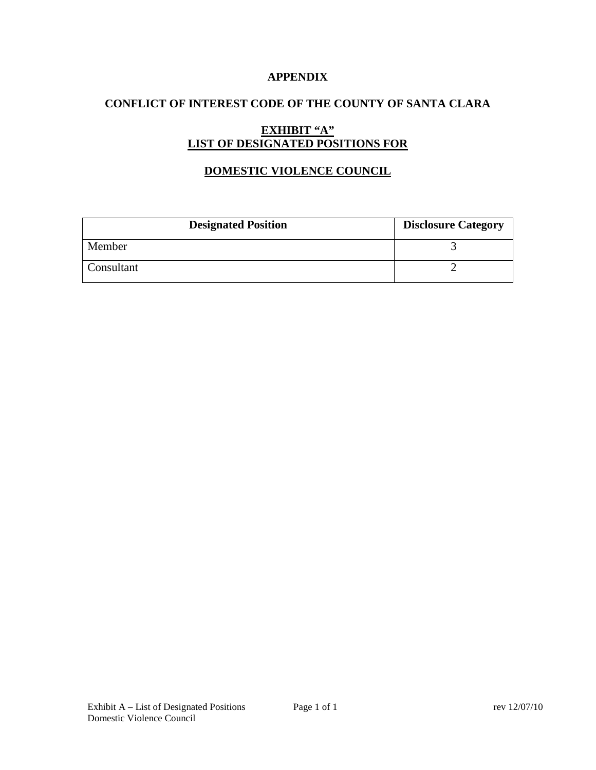# APPENDIX

## CONFLICT OF INTEREST CODE OF THE COUNTY OF SANTA CLARA

## EXHIBIT "A"
## LIST OF DESIGNATED POSITIONS FOR

## DOMESTIC VIOLENCE COUNCIL

| Designated Position | Disclosure Category |
|---|---|
| Member | 3 |
| Consultant | 2 |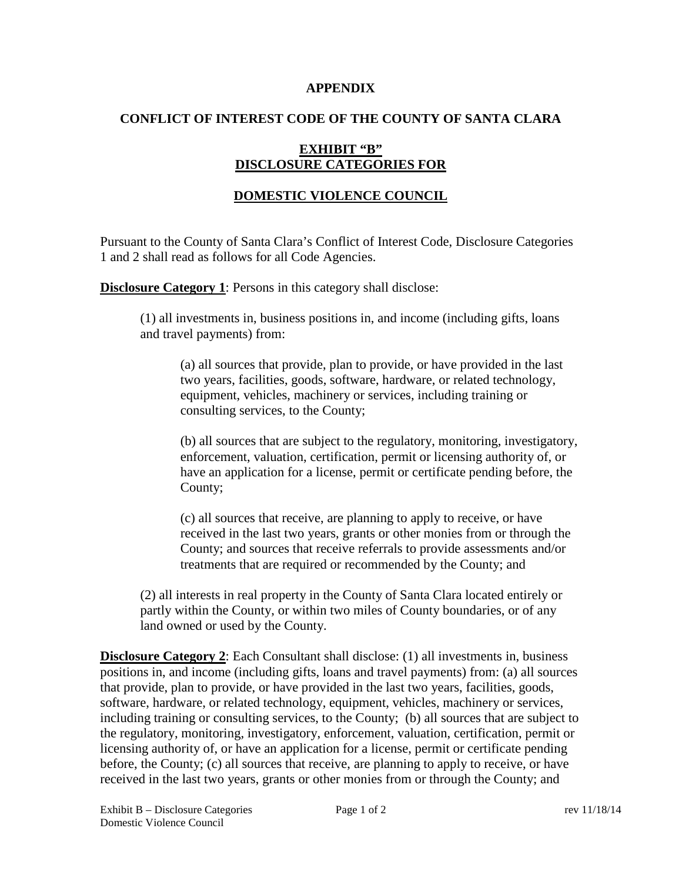**APPENDIX**

**CONFLICT OF INTEREST CODE OF THE COUNTY OF SANTA CLARA**

**EXHIBIT "B"**
**DISCLOSURE CATEGORIES FOR**

**DOMESTIC VIOLENCE COUNCIL**

Pursuant to the County of Santa Clara's Conflict of Interest Code, Disclosure Categories 1 and 2 shall read as follows for all Code Agencies.

**Disclosure Category 1**: Persons in this category shall disclose:

(1) all investments in, business positions in, and income (including gifts, loans and travel payments) from:

(a) all sources that provide, plan to provide, or have provided in the last two years, facilities, goods, software, hardware, or related technology, equipment, vehicles, machinery or services, including training or consulting services, to the County;

(b) all sources that are subject to the regulatory, monitoring, investigatory, enforcement, valuation, certification, permit or licensing authority of, or have an application for a license, permit or certificate pending before, the County;

(c) all sources that receive, are planning to apply to receive, or have received in the last two years, grants or other monies from or through the County; and sources that receive referrals to provide assessments and/or treatments that are required or recommended by the County; and

(2) all interests in real property in the County of Santa Clara located entirely or partly within the County, or within two miles of County boundaries, or of any land owned or used by the County.

**Disclosure Category 2**: Each Consultant shall disclose: (1) all investments in, business positions in, and income (including gifts, loans and travel payments) from: (a) all sources that provide, plan to provide, or have provided in the last two years, facilities, goods, software, hardware, or related technology, equipment, vehicles, machinery or services, including training or consulting services, to the County; (b) all sources that are subject to the regulatory, monitoring, investigatory, enforcement, valuation, certification, permit or licensing authority of, or have an application for a license, permit or certificate pending before, the County; (c) all sources that receive, are planning to apply to receive, or have received in the last two years, grants or other monies from or through the County; and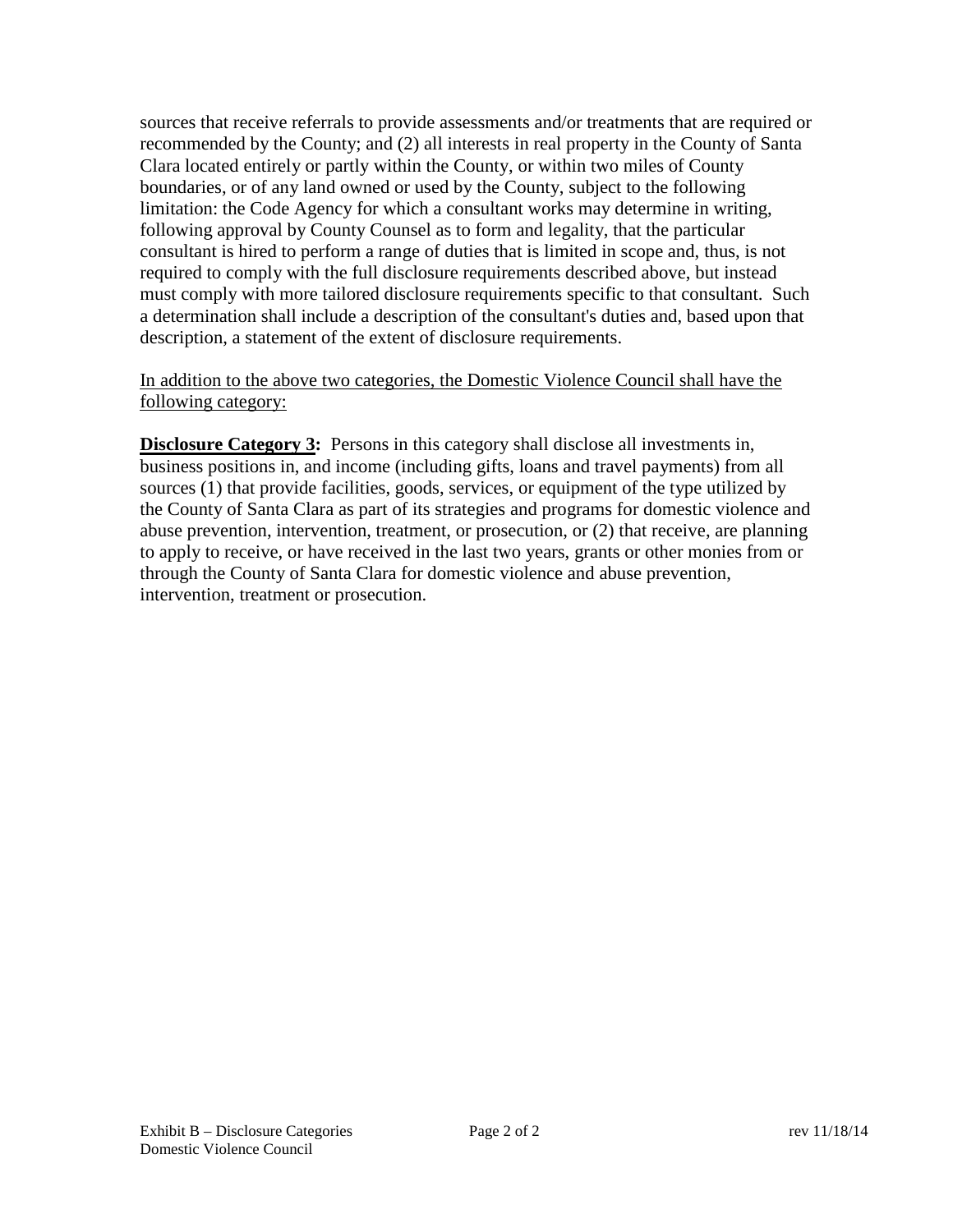sources that receive referrals to provide assessments and/or treatments that are required or recommended by the County; and (2) all interests in real property in the County of Santa Clara located entirely or partly within the County, or within two miles of County boundaries, or of any land owned or used by the County, subject to the following limitation: the Code Agency for which a consultant works may determine in writing, following approval by County Counsel as to form and legality, that the particular consultant is hired to perform a range of duties that is limited in scope and, thus, is not required to comply with the full disclosure requirements described above, but instead must comply with more tailored disclosure requirements specific to that consultant. Such a determination shall include a description of the consultant's duties and, based upon that description, a statement of the extent of disclosure requirements.

<u>In addition to the above two categories, the Domestic Violence Council shall have the following category:</u>

**<u>Disclosure Category 3</u>:** Persons in this category shall disclose all investments in, business positions in, and income (including gifts, loans and travel payments) from all sources (1) that provide facilities, goods, services, or equipment of the type utilized by the County of Santa Clara as part of its strategies and programs for domestic violence and abuse prevention, intervention, treatment, or prosecution, or (2) that receive, are planning to apply to receive, or have received in the last two years, grants or other monies from or through the County of Santa Clara for domestic violence and abuse prevention, intervention, treatment or prosecution.